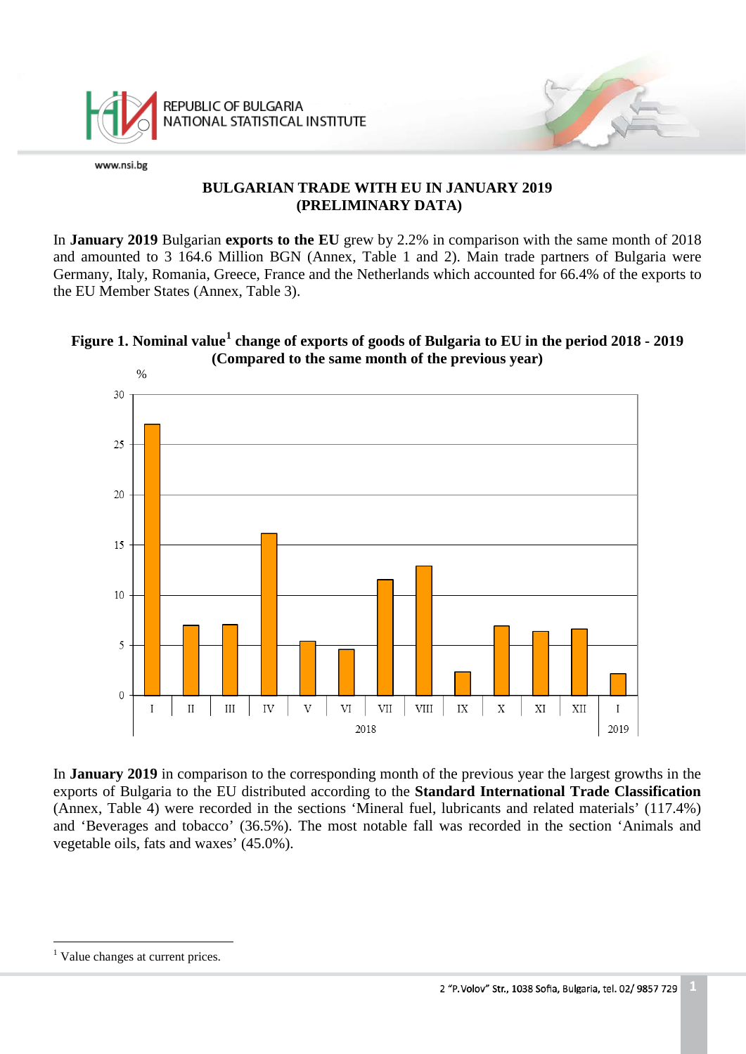REPUBLIC OF BULGARIA
NATIONAL STATISTICAL INSTITUTE

www.nsi.bg

# BULGARIAN TRADE WITH EU IN JANUARY 2019 (PRELIMINARY DATA)

In **January 2019** Bulgarian **exports to the EU** grew by 2.2% in comparison with the same month of 2018 and amounted to 3 164.6 Million BGN (Annex, Table 1 and 2). Main trade partners of Bulgaria were Germany, Italy, Romania, Greece, France and the Netherlands which accounted for 66.4% of the exports to the EU Member States (Annex, Table 3).

**Figure 1. Nominal value[1] change of exports of goods of Bulgaria to EU in the period 2018 - 2019 (Compared to the same month of the previous year)**

In **January 2019** in comparison to the corresponding month of the previous year the largest growths in the exports of Bulgaria to the EU distributed according to the **Standard International Trade Classification** (Annex, Table 4) were recorded in the sections 'Mineral fuel, lubricants and related materials' (117.4%) and 'Beverages and tobacco' (36.5%). The most notable fall was recorded in the section 'Animals and vegetable oils, fats and waxes' (45.0%).

[1] Value changes at current prices.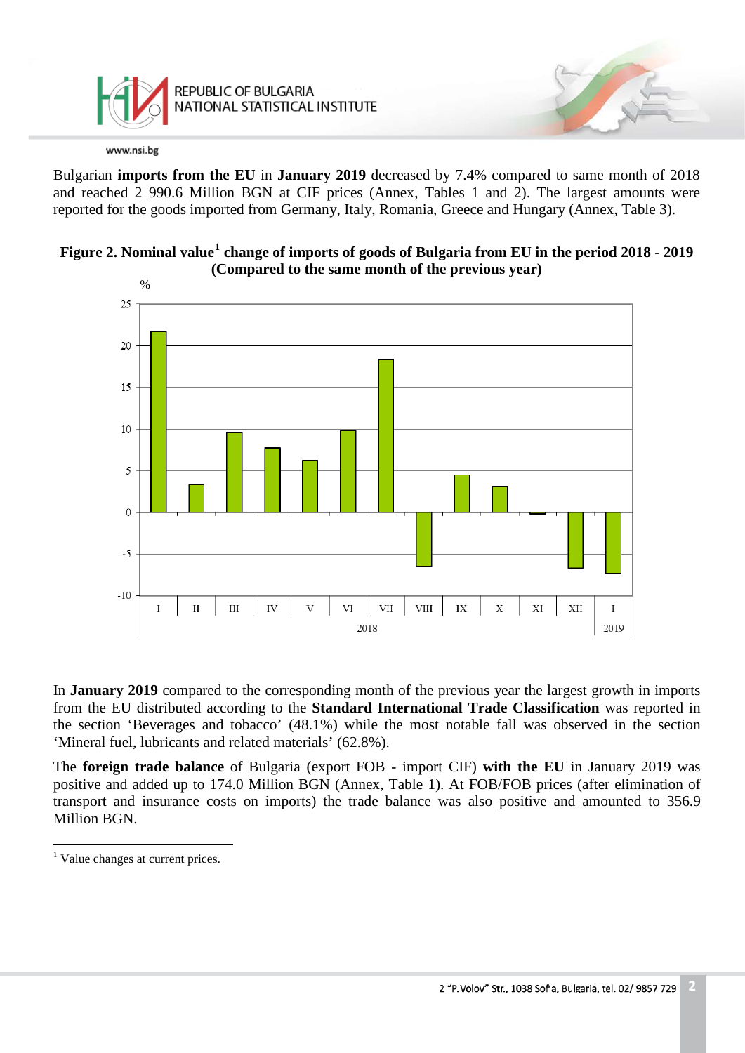Bulgarian **imports from the EU** in **January 2019** decreased by 7.4% compared to same month of 2018 and reached 2 990.6 Million BGN at CIF prices (Annex, Tables 1 and 2). The largest amounts were reported for the goods imported from Germany, Italy, Romania, Greece and Hungary (Annex, Table 3).

**Figure 2. Nominal value[1] change of imports of goods of Bulgaria from EU in the period 2018 - 2019 (Compared to the same month of the previous year)**

In **January 2019** compared to the corresponding month of the previous year the largest growth in imports from the EU distributed according to the **Standard International Trade Classification** was reported in the section 'Beverages and tobacco' (48.1%) while the most notable fall was observed in the section 'Mineral fuel, lubricants and related materials' (62.8%).

The **foreign trade balance** of Bulgaria (export FOB - import CIF) **with the EU** in January 2019 was positive and added up to 174.0 Million BGN (Annex, Table 1). At FOB/FOB prices (after elimination of transport and insurance costs on imports) the trade balance was also positive and amounted to 356.9 Million BGN.

[1] Value changes at current prices.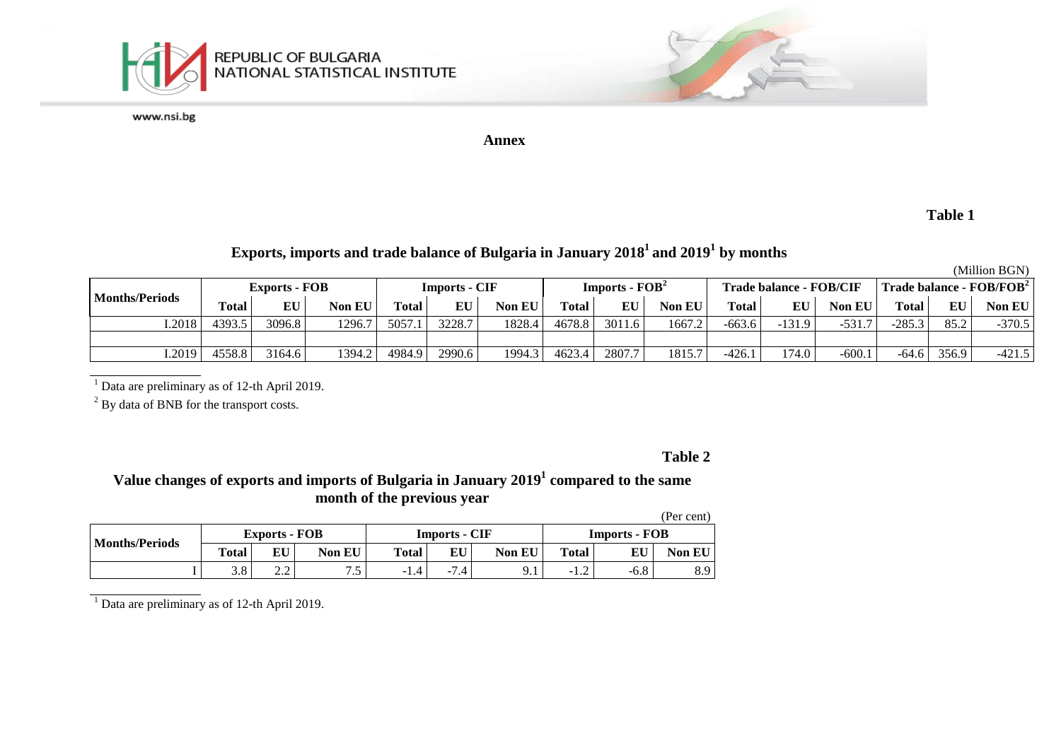**Annex**

**Table 1**

**Exports, imports and trade balance of Bulgaria in January 2018[1] and 2019[1] by months**

(Million BGN)

| Months/Periods | Exports - FOB | | | Imports - CIF | | | Imports - FOB[2] | | | Trade balance - FOB/CIF | | | Trade balance - FOB/FOB[2] | | |
|---|---|---|---|---|---|---|---|---|---|---|---|---|---|---|---|
| | Total | EU | Non EU | Total | EU | Non EU | Total | EU | Non EU | Total | EU | Non EU | Total | EU | Non EU |
| I.2018 | 4393.5 | 3096.8 | 1296.7 | 5057.1 | 3228.7 | 1828.4 | 4678.8 | 3011.6 | 1667.2 | -663.6 | -131.9 | -531.7 | -285.3 | 85.2 | -370.5 |
| | | | | | | | | | | | | | | | |
| I.2019 | 4558.8 | 3164.6 | 1394.2 | 4984.9 | 2990.6 | 1994.3 | 4623.4 | 2807.7 | 1815.7 | -426.1 | 174.0 | -600.1 | -64.6 | 356.9 | -421.5 |

[1] Data are preliminary as of 12-th April 2019.

[2] By data of BNB for the transport costs.

**Table 2**

**Value changes of exports and imports of Bulgaria in January 2019[1] compared to the same month of the previous year**

(Per cent)

| Months/Periods | Exports - FOB | | | Imports - CIF | | | Imports - FOB | | |
|---|---|---|---|---|---|---|---|---|---|
| | Total | EU | Non EU | Total | EU | Non EU | Total | EU | Non EU |
| I | 3.8 | 2.2 | 7.5 | -1.4 | -7.4 | 9.1 | -1.2 | -6.8 | 8.9 |

[1] Data are preliminary as of 12-th April 2019.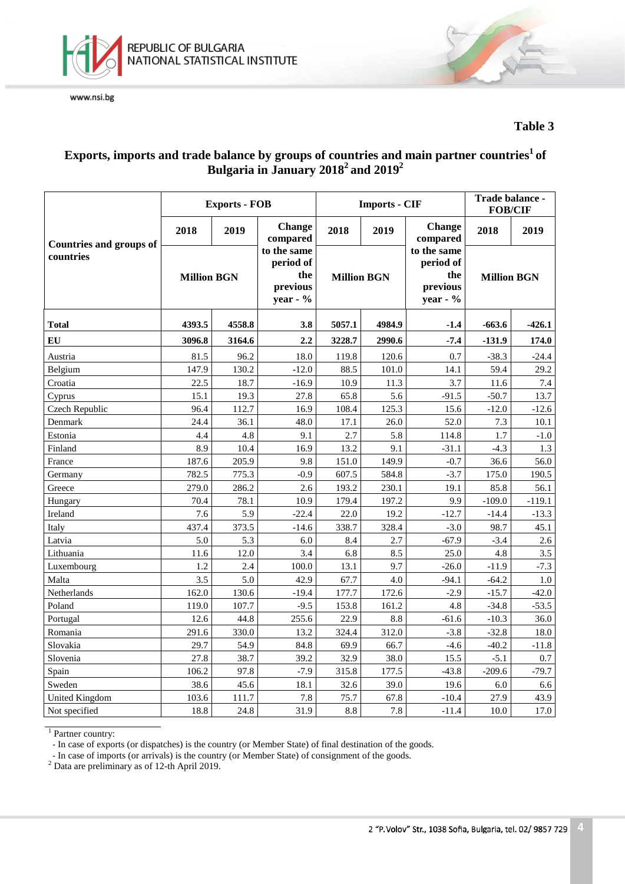**Table 3**

## Exports, imports and trade balance by groups of countries and main partner countries[1] of Bulgaria in January 2018[2] and 2019[2]

| Countries and groups of countries | Exports - FOB | | | Imports - CIF | | | Trade balance - FOB/CIF | |
|---|---|---|---|---|---|---|---|---|
| | 2018 | 2019 | Change compared to the same period of the previous year - % | 2018 | 2019 | Change compared to the same period of the previous year - % | 2018 | 2019 |
| | Million BGN | | | Million BGN | | | Million BGN | |
| **Total** | **4393.5** | **4558.8** | **3.8** | **5057.1** | **4984.9** | **-1.4** | **-663.6** | **-426.1** |
| **EU** | **3096.8** | **3164.6** | **2.2** | **3228.7** | **2990.6** | **-7.4** | **-131.9** | **174.0** |
| Austria | 81.5 | 96.2 | 18.0 | 119.8 | 120.6 | 0.7 | -38.3 | -24.4 |
| Belgium | 147.9 | 130.2 | -12.0 | 88.5 | 101.0 | 14.1 | 59.4 | 29.2 |
| Croatia | 22.5 | 18.7 | -16.9 | 10.9 | 11.3 | 3.7 | 11.6 | 7.4 |
| Cyprus | 15.1 | 19.3 | 27.8 | 65.8 | 5.6 | -91.5 | -50.7 | 13.7 |
| Czech Republic | 96.4 | 112.7 | 16.9 | 108.4 | 125.3 | 15.6 | -12.0 | -12.6 |
| Denmark | 24.4 | 36.1 | 48.0 | 17.1 | 26.0 | 52.0 | 7.3 | 10.1 |
| Estonia | 4.4 | 4.8 | 9.1 | 2.7 | 5.8 | 114.8 | 1.7 | -1.0 |
| Finland | 8.9 | 10.4 | 16.9 | 13.2 | 9.1 | -31.1 | -4.3 | 1.3 |
| France | 187.6 | 205.9 | 9.8 | 151.0 | 149.9 | -0.7 | 36.6 | 56.0 |
| Germany | 782.5 | 775.3 | -0.9 | 607.5 | 584.8 | -3.7 | 175.0 | 190.5 |
| Greece | 279.0 | 286.2 | 2.6 | 193.2 | 230.1 | 19.1 | 85.8 | 56.1 |
| Hungary | 70.4 | 78.1 | 10.9 | 179.4 | 197.2 | 9.9 | -109.0 | -119.1 |
| Ireland | 7.6 | 5.9 | -22.4 | 22.0 | 19.2 | -12.7 | -14.4 | -13.3 |
| Italy | 437.4 | 373.5 | -14.6 | 338.7 | 328.4 | -3.0 | 98.7 | 45.1 |
| Latvia | 5.0 | 5.3 | 6.0 | 8.4 | 2.7 | -67.9 | -3.4 | 2.6 |
| Lithuania | 11.6 | 12.0 | 3.4 | 6.8 | 8.5 | 25.0 | 4.8 | 3.5 |
| Luxembourg | 1.2 | 2.4 | 100.0 | 13.1 | 9.7 | -26.0 | -11.9 | -7.3 |
| Malta | 3.5 | 5.0 | 42.9 | 67.7 | 4.0 | -94.1 | -64.2 | 1.0 |
| Netherlands | 162.0 | 130.6 | -19.4 | 177.7 | 172.6 | -2.9 | -15.7 | -42.0 |
| Poland | 119.0 | 107.7 | -9.5 | 153.8 | 161.2 | 4.8 | -34.8 | -53.5 |
| Portugal | 12.6 | 44.8 | 255.6 | 22.9 | 8.8 | -61.6 | -10.3 | 36.0 |
| Romania | 291.6 | 330.0 | 13.2 | 324.4 | 312.0 | -3.8 | -32.8 | 18.0 |
| Slovakia | 29.7 | 54.9 | 84.8 | 69.9 | 66.7 | -4.6 | -40.2 | -11.8 |
| Slovenia | 27.8 | 38.7 | 39.2 | 32.9 | 38.0 | 15.5 | -5.1 | 0.7 |
| Spain | 106.2 | 97.8 | -7.9 | 315.8 | 177.5 | -43.8 | -209.6 | -79.7 |
| Sweden | 38.6 | 45.6 | 18.1 | 32.6 | 39.0 | 19.6 | 6.0 | 6.6 |
| United Kingdom | 103.6 | 111.7 | 7.8 | 75.7 | 67.8 | -10.4 | 27.9 | 43.9 |
| Not specified | 18.8 | 24.8 | 31.9 | 8.8 | 7.8 | -11.4 | 10.0 | 17.0 |

[1] Partner country:
- In case of exports (or dispatches) is the country (or Member State) of final destination of the goods.
- In case of imports (or arrivals) is the country (or Member State) of consignment of the goods.

[2] Data are preliminary as of 12-th April 2019.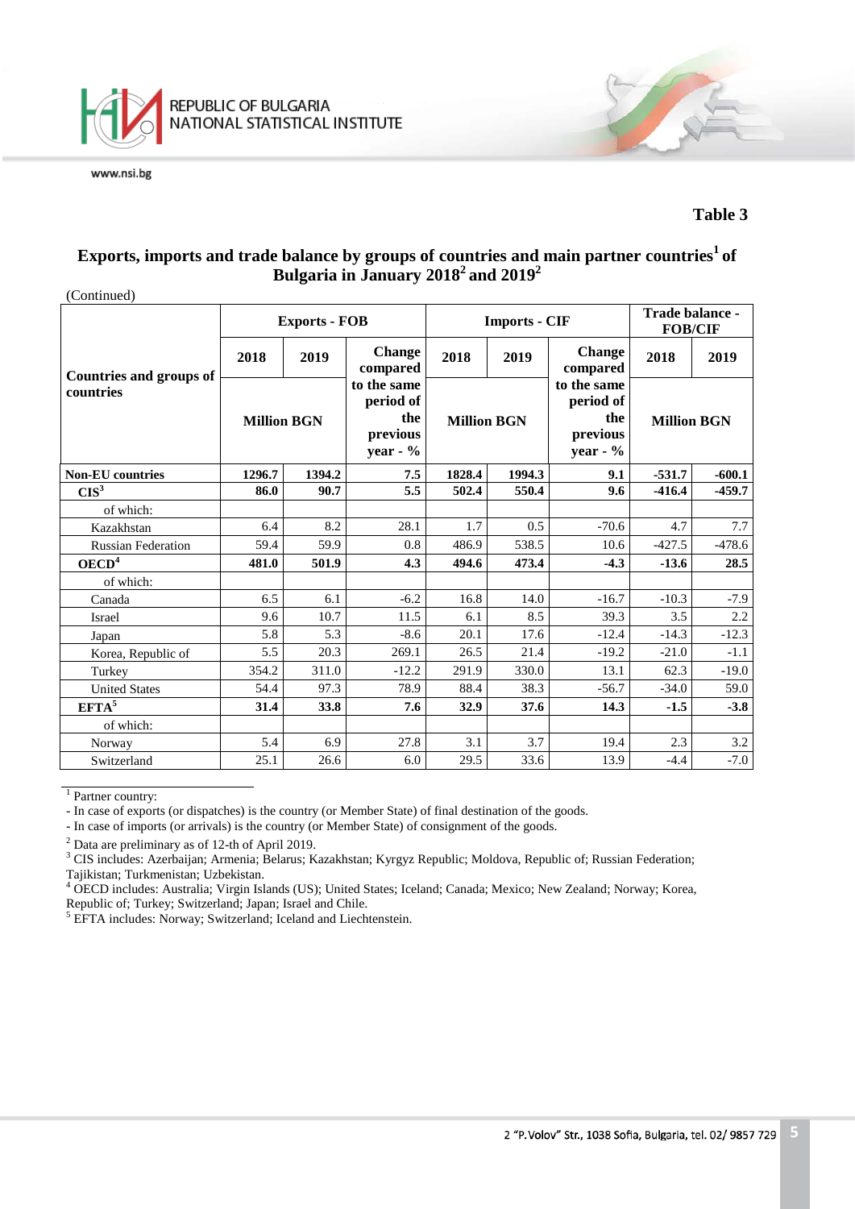**Table 3**

## Exports, imports and trade balance by groups of countries and main partner countries[1] of Bulgaria in January 2018[2] and 2019[2]

(Continued)

| Countries and groups of countries | Exports - FOB | | | Imports - CIF | | | Trade balance - FOB/CIF | |
|---|---|---|---|---|---|---|---|---|
| | 2018 | 2019 | Change compared to the same period of the previous year - % | 2018 | 2019 | Change compared to the same period of the previous year - % | 2018 | 2019 |
| | Million BGN | | | Million BGN | | | Million BGN | |
| **Non-EU countries** | **1296.7** | **1394.2** | **7.5** | **1828.4** | **1994.3** | **9.1** | **-531.7** | **-600.1** |
| **CIS[3]** | **86.0** | **90.7** | **5.5** | **502.4** | **550.4** | **9.6** | **-416.4** | **-459.7** |
| of which: | | | | | | | | |
| Kazakhstan | 6.4 | 8.2 | 28.1 | 1.7 | 0.5 | -70.6 | 4.7 | 7.7 |
| Russian Federation | 59.4 | 59.9 | 0.8 | 486.9 | 538.5 | 10.6 | -427.5 | -478.6 |
| **OECD[4]** | **481.0** | **501.9** | **4.3** | **494.6** | **473.4** | **-4.3** | **-13.6** | **28.5** |
| of which: | | | | | | | | |
| Canada | 6.5 | 6.1 | -6.2 | 16.8 | 14.0 | -16.7 | -10.3 | -7.9 |
| Israel | 9.6 | 10.7 | 11.5 | 6.1 | 8.5 | 39.3 | 3.5 | 2.2 |
| Japan | 5.8 | 5.3 | -8.6 | 20.1 | 17.6 | -12.4 | -14.3 | -12.3 |
| Korea, Republic of | 5.5 | 20.3 | 269.1 | 26.5 | 21.4 | -19.2 | -21.0 | -1.1 |
| Turkey | 354.2 | 311.0 | -12.2 | 291.9 | 330.0 | 13.1 | 62.3 | -19.0 |
| United States | 54.4 | 97.3 | 78.9 | 88.4 | 38.3 | -56.7 | -34.0 | 59.0 |
| **EFTA[5]** | **31.4** | **33.8** | **7.6** | **32.9** | **37.6** | **14.3** | **-1.5** | **-3.8** |
| of which: | | | | | | | | |
| Norway | 5.4 | 6.9 | 27.8 | 3.1 | 3.7 | 19.4 | 2.3 | 3.2 |
| Switzerland | 25.1 | 26.6 | 6.0 | 29.5 | 33.6 | 13.9 | -4.4 | -7.0 |

[1] Partner country:
- In case of exports (or dispatches) is the country (or Member State) of final destination of the goods.
- In case of imports (or arrivals) is the country (or Member State) of consignment of the goods.

[2] Data are preliminary as of 12-th of April 2019.

[3] CIS includes: Azerbaijan; Armenia; Belarus; Kazakhstan; Kyrgyz Republic; Moldova, Republic of; Russian Federation; Tajikistan; Turkmenistan; Uzbekistan.

[4] OECD includes: Australia; Virgin Islands (US); United States; Iceland; Canada; Mexico; New Zealand; Norway; Korea, Republic of; Turkey; Switzerland; Japan; Israel and Chile.

[5] EFTA includes: Norway; Switzerland; Iceland and Liechtenstein.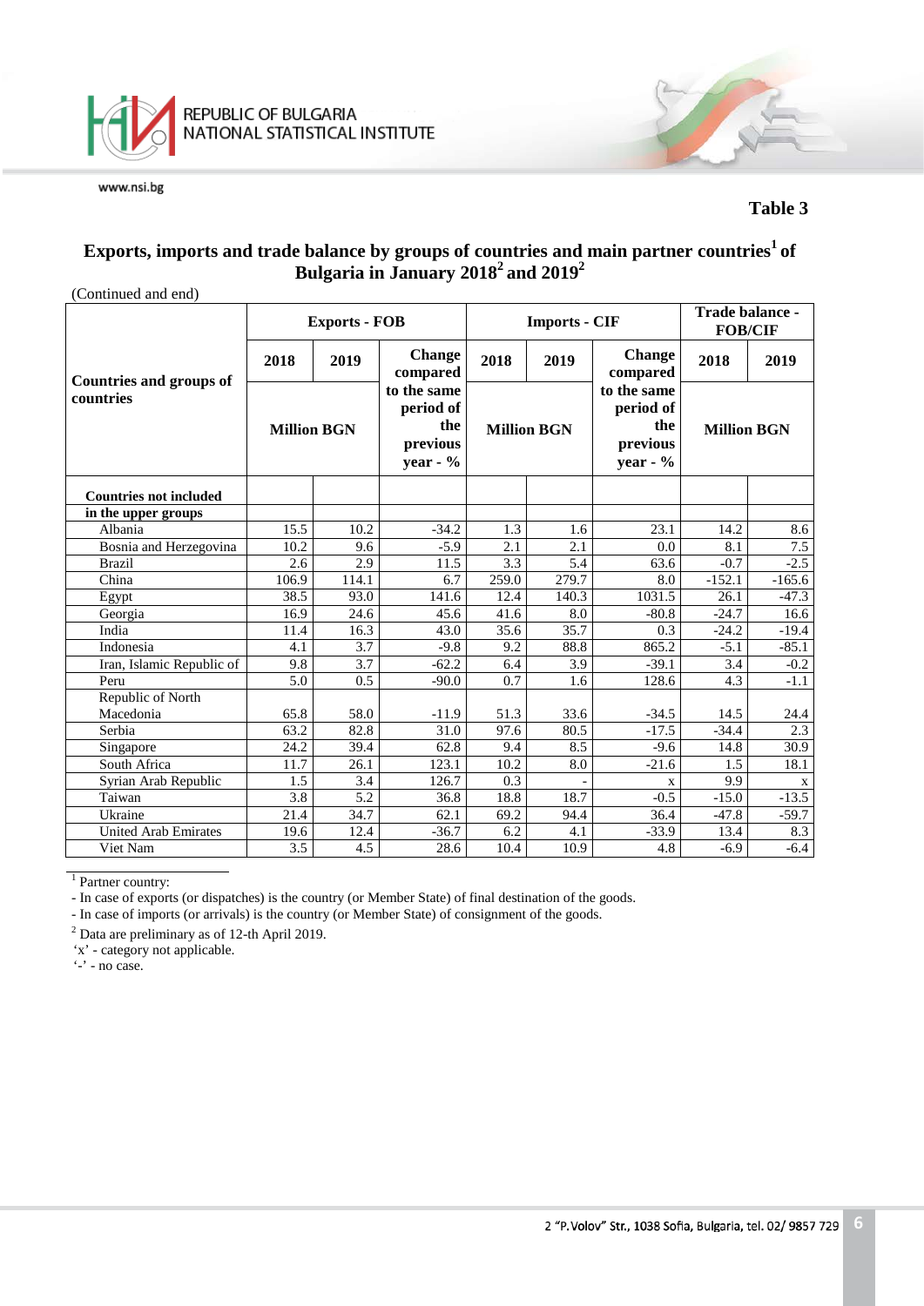**Table 3**

**Exports, imports and trade balance by groups of countries and main partner countries[1] of Bulgaria in January 2018[2] and 2019[2]**

(Continued and end)

| Countries and groups of countries | Exports - FOB | | | Imports - CIF | | | Trade balance - FOB/CIF | |
|---|---|---|---|---|---|---|---|---|
| | 2018 | 2019 | Change compared to the same period of the previous year - % | 2018 | 2019 | Change compared to the same period of the previous year - % | 2018 | 2019 |
| | Million BGN | | | Million BGN | | | Million BGN | |
| **Countries not included in the upper groups** | | | | | | | | |
| Albania | 15.5 | 10.2 | -34.2 | 1.3 | 1.6 | 23.1 | 14.2 | 8.6 |
| Bosnia and Herzegovina | 10.2 | 9.6 | -5.9 | 2.1 | 2.1 | 0.0 | 8.1 | 7.5 |
| Brazil | 2.6 | 2.9 | 11.5 | 3.3 | 5.4 | 63.6 | -0.7 | -2.5 |
| China | 106.9 | 114.1 | 6.7 | 259.0 | 279.7 | 8.0 | -152.1 | -165.6 |
| Egypt | 38.5 | 93.0 | 141.6 | 12.4 | 140.3 | 1031.5 | 26.1 | -47.3 |
| Georgia | 16.9 | 24.6 | 45.6 | 41.6 | 8.0 | -80.8 | -24.7 | 16.6 |
| India | 11.4 | 16.3 | 43.0 | 35.6 | 35.7 | 0.3 | -24.2 | -19.4 |
| Indonesia | 4.1 | 3.7 | -9.8 | 9.2 | 88.8 | 865.2 | -5.1 | -85.1 |
| Iran, Islamic Republic of | 9.8 | 3.7 | -62.2 | 6.4 | 3.9 | -39.1 | 3.4 | -0.2 |
| Peru | 5.0 | 0.5 | -90.0 | 0.7 | 1.6 | 128.6 | 4.3 | -1.1 |
| Republic of North Macedonia | 65.8 | 58.0 | -11.9 | 51.3 | 33.6 | -34.5 | 14.5 | 24.4 |
| Serbia | 63.2 | 82.8 | 31.0 | 97.6 | 80.5 | -17.5 | -34.4 | 2.3 |
| Singapore | 24.2 | 39.4 | 62.8 | 9.4 | 8.5 | -9.6 | 14.8 | 30.9 |
| South Africa | 11.7 | 26.1 | 123.1 | 10.2 | 8.0 | -21.6 | 1.5 | 18.1 |
| Syrian Arab Republic | 1.5 | 3.4 | 126.7 | 0.3 | - | x | 9.9 | x |
| Taiwan | 3.8 | 5.2 | 36.8 | 18.8 | 18.7 | -0.5 | -15.0 | -13.5 |
| Ukraine | 21.4 | 34.7 | 62.1 | 69.2 | 94.4 | 36.4 | -47.8 | -59.7 |
| United Arab Emirates | 19.6 | 12.4 | -36.7 | 6.2 | 4.1 | -33.9 | 13.4 | 8.3 |
| Viet Nam | 3.5 | 4.5 | 28.6 | 10.4 | 10.9 | 4.8 | -6.9 | -6.4 |

[1] Partner country:
- In case of exports (or dispatches) is the country (or Member State) of final destination of the goods.
- In case of imports (or arrivals) is the country (or Member State) of consignment of the goods.

[2] Data are preliminary as of 12-th April 2019.

'x' - category not applicable.

'-' - no case.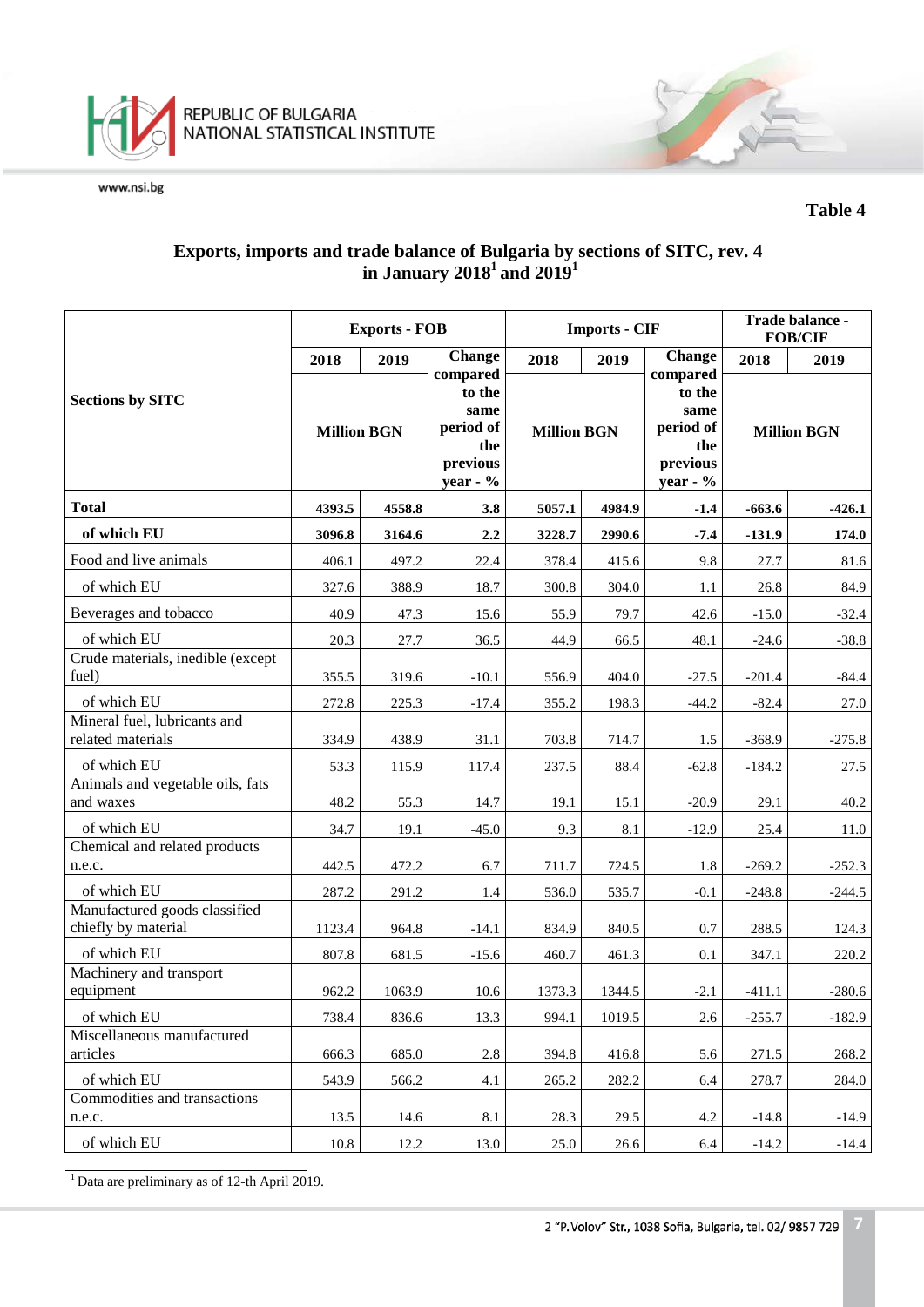Table 4

## Exports, imports and trade balance of Bulgaria by sections of SITC, rev. 4 in January 2018[1] and 2019[1]

| Sections by SITC | Exports - FOB | | | Imports - CIF | | | Trade balance - FOB/CIF | |
|---|---|---|---|---|---|---|---|---|
| | 2018 | 2019 | Change compared to the same period of the previous year - % | 2018 | 2019 | Change compared to the same period of the previous year - % | 2018 | 2019 |
| | Million BGN | | | Million BGN | | | Million BGN | |
| **Total** | **4393.5** | **4558.8** | **3.8** | **5057.1** | **4984.9** | **-1.4** | **-663.6** | **-426.1** |
| **of which EU** | **3096.8** | **3164.6** | **2.2** | **3228.7** | **2990.6** | **-7.4** | **-131.9** | **174.0** |
| Food and live animals | 406.1 | 497.2 | 22.4 | 378.4 | 415.6 | 9.8 | 27.7 | 81.6 |
| of which EU | 327.6 | 388.9 | 18.7 | 300.8 | 304.0 | 1.1 | 26.8 | 84.9 |
| Beverages and tobacco | 40.9 | 47.3 | 15.6 | 55.9 | 79.7 | 42.6 | -15.0 | -32.4 |
| of which EU | 20.3 | 27.7 | 36.5 | 44.9 | 66.5 | 48.1 | -24.6 | -38.8 |
| Crude materials, inedible (except fuel) | 355.5 | 319.6 | -10.1 | 556.9 | 404.0 | -27.5 | -201.4 | -84.4 |
| of which EU | 272.8 | 225.3 | -17.4 | 355.2 | 198.3 | -44.2 | -82.4 | 27.0 |
| Mineral fuel, lubricants and related materials | 334.9 | 438.9 | 31.1 | 703.8 | 714.7 | 1.5 | -368.9 | -275.8 |
| of which EU | 53.3 | 115.9 | 117.4 | 237.5 | 88.4 | -62.8 | -184.2 | 27.5 |
| Animals and vegetable oils, fats and waxes | 48.2 | 55.3 | 14.7 | 19.1 | 15.1 | -20.9 | 29.1 | 40.2 |
| of which EU | 34.7 | 19.1 | -45.0 | 9.3 | 8.1 | -12.9 | 25.4 | 11.0 |
| Chemical and related products n.e.c. | 442.5 | 472.2 | 6.7 | 711.7 | 724.5 | 1.8 | -269.2 | -252.3 |
| of which EU | 287.2 | 291.2 | 1.4 | 536.0 | 535.7 | -0.1 | -248.8 | -244.5 |
| Manufactured goods classified chiefly by material | 1123.4 | 964.8 | -14.1 | 834.9 | 840.5 | 0.7 | 288.5 | 124.3 |
| of which EU | 807.8 | 681.5 | -15.6 | 460.7 | 461.3 | 0.1 | 347.1 | 220.2 |
| Machinery and transport equipment | 962.2 | 1063.9 | 10.6 | 1373.3 | 1344.5 | -2.1 | -411.1 | -280.6 |
| of which EU | 738.4 | 836.6 | 13.3 | 994.1 | 1019.5 | 2.6 | -255.7 | -182.9 |
| Miscellaneous manufactured articles | 666.3 | 685.0 | 2.8 | 394.8 | 416.8 | 5.6 | 271.5 | 268.2 |
| of which EU | 543.9 | 566.2 | 4.1 | 265.2 | 282.2 | 6.4 | 278.7 | 284.0 |
| Commodities and transactions n.e.c. | 13.5 | 14.6 | 8.1 | 28.3 | 29.5 | 4.2 | -14.8 | -14.9 |
| of which EU | 10.8 | 12.2 | 13.0 | 25.0 | 26.6 | 6.4 | -14.2 | -14.4 |

[1] Data are preliminary as of 12-th April 2019.